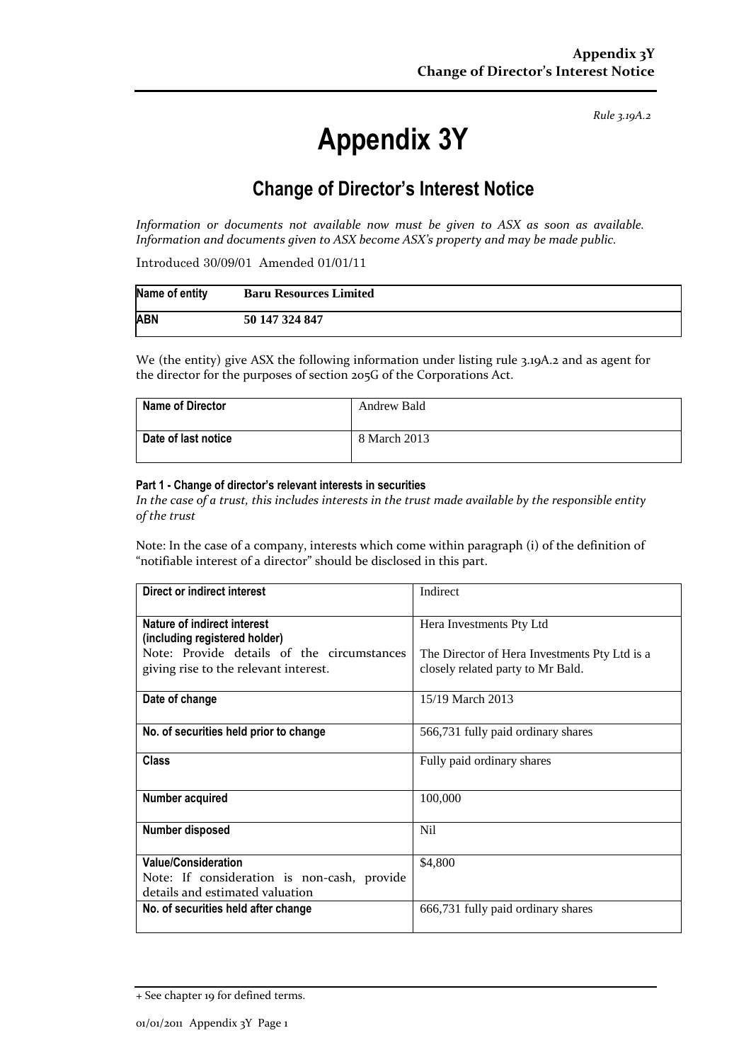*Rule 3.19A.2*

# Appendix 3Y

## Change of Director's Interest Notice

*Information or documents not available now must be given to ASX as soon as available. Information and documents given to ASX become ASX's property and may be made public.*

Introduced 30/09/01 Amended 01/01/11

| Name of entity | Baru Resources Limited |
|---|---|
| ABN | 50 147 324 847 |

We (the entity) give ASX the following information under listing rule 3.19A.2 and as agent for the director for the purposes of section 205G of the Corporations Act.

| Name of Director | Andrew Bald |
|---|---|
| Date of last notice | 8 March 2013 |

#### Part 1 - Change of director's relevant interests in securities

*In the case of a trust, this includes interests in the trust made available by the responsible entity of the trust*

Note: In the case of a company, interests which come within paragraph (i) of the definition of "notifiable interest of a director" should be disclosed in this part.

| Direct or indirect interest | Indirect |
|---|---|
| **Nature of indirect interest (including registered holder)**<br>Note: Provide details of the circumstances giving rise to the relevant interest. | Hera Investments Pty Ltd<br><br>The Director of Hera Investments Pty Ltd is a closely related party to Mr Bald. |
| **Date of change** | 15/19 March 2013 |
| **No. of securities held prior to change** | 566,731 fully paid ordinary shares |
| **Class** | Fully paid ordinary shares |
| **Number acquired** | 100,000 |
| **Number disposed** | Nil |
| **Value/Consideration**<br>Note: If consideration is non-cash, provide details and estimated valuation | $4,800 |
| **No. of securities held after change** | 666,731 fully paid ordinary shares |

+ See chapter 19 for defined terms.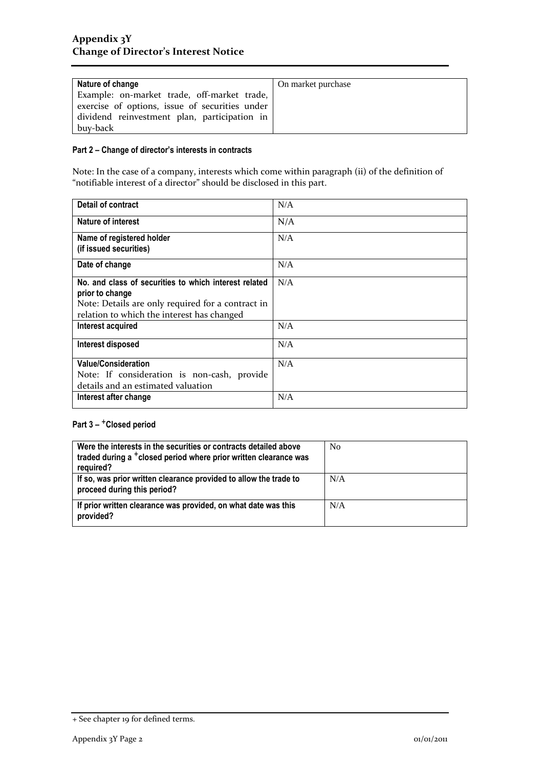| | |
|---|---|
| **Nature of change**<br>Example: on-market trade, off-market trade, exercise of options, issue of securities under dividend reinvestment plan, participation in buy-back | On market purchase |

### Part 2 – Change of director's interests in contracts

Note: In the case of a company, interests which come within paragraph (ii) of the definition of "notifiable interest of a director" should be disclosed in this part.

| | |
|---|---|
| **Detail of contract** | N/A |
| **Nature of interest** | N/A |
| **Name of registered holder (if issued securities)** | N/A |
| **Date of change** | N/A |
| **No. and class of securities to which interest related prior to change**<br>Note: Details are only required for a contract in relation to which the interest has changed | N/A |
| **Interest acquired** | N/A |
| **Interest disposed** | N/A |
| **Value/Consideration**<br>Note: If consideration is non-cash, provide details and an estimated valuation | N/A |
| **Interest after change** | N/A |

### Part 3 – +Closed period

| | |
|---|---|
| **Were the interests in the securities or contracts detailed above traded during a +closed period where prior written clearance was required?** | No |
| **If so, was prior written clearance provided to allow the trade to proceed during this period?** | N/A |
| **If prior written clearance was provided, on what date was this provided?** | N/A |

+ See chapter 19 for defined terms.